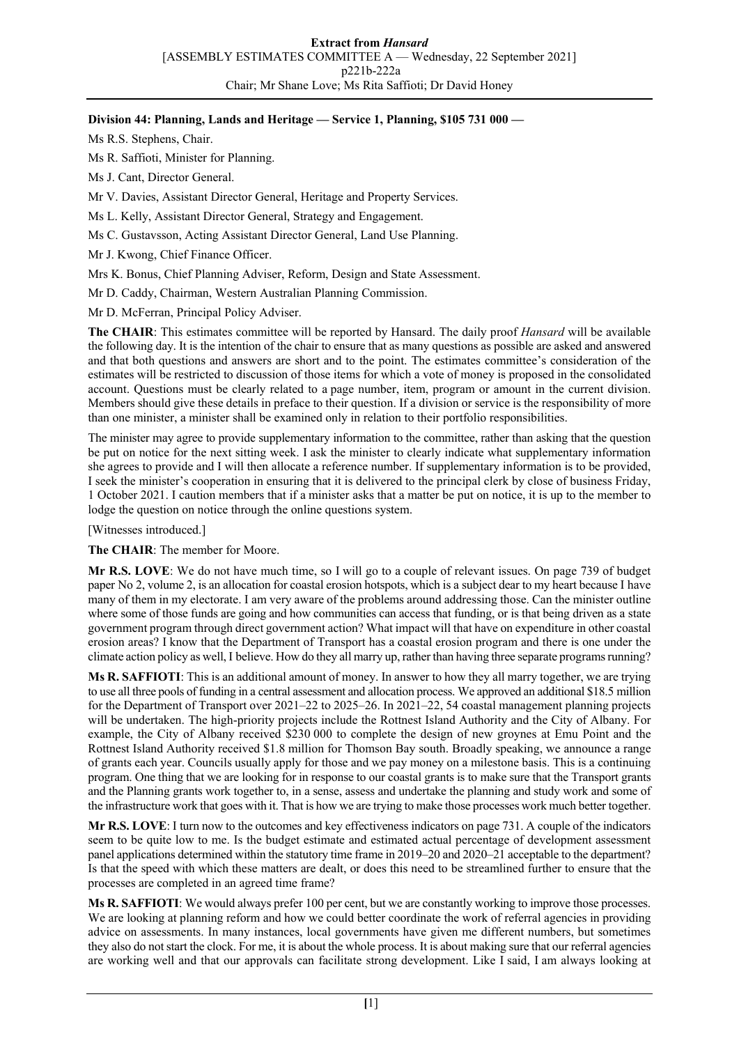**Division 44: Planning, Lands and Heritage — Service 1, Planning, $105 731 000 —**

Ms R.S. Stephens, Chair.

Ms R. Saffioti, Minister for Planning.

Ms J. Cant, Director General.

Mr V. Davies, Assistant Director General, Heritage and Property Services.

Ms L. Kelly, Assistant Director General, Strategy and Engagement.

Ms C. Gustavsson, Acting Assistant Director General, Land Use Planning.

Mr J. Kwong, Chief Finance Officer.

Mrs K. Bonus, Chief Planning Adviser, Reform, Design and State Assessment.

Mr D. Caddy, Chairman, Western Australian Planning Commission.

Mr D. McFerran, Principal Policy Adviser.

**The CHAIR**: This estimates committee will be reported by Hansard. The daily proof *Hansard* will be available the following day. It is the intention of the chair to ensure that as many questions as possible are asked and answered and that both questions and answers are short and to the point. The estimates committee's consideration of the estimates will be restricted to discussion of those items for which a vote of money is proposed in the consolidated account. Questions must be clearly related to a page number, item, program or amount in the current division. Members should give these details in preface to their question. If a division or service is the responsibility of more than one minister, a minister shall be examined only in relation to their portfolio responsibilities.

The minister may agree to provide supplementary information to the committee, rather than asking that the question be put on notice for the next sitting week. I ask the minister to clearly indicate what supplementary information she agrees to provide and I will then allocate a reference number. If supplementary information is to be provided, I seek the minister's cooperation in ensuring that it is delivered to the principal clerk by close of business Friday, 1 October 2021. I caution members that if a minister asks that a matter be put on notice, it is up to the member to lodge the question on notice through the online questions system.

[Witnesses introduced.]

**The CHAIR**: The member for Moore.

**Mr R.S. LOVE**: We do not have much time, so I will go to a couple of relevant issues. On page 739 of budget paper No 2, volume 2, is an allocation for coastal erosion hotspots, which is a subject dear to my heart because I have many of them in my electorate. I am very aware of the problems around addressing those. Can the minister outline where some of those funds are going and how communities can access that funding, or is that being driven as a state government program through direct government action? What impact will that have on expenditure in other coastal erosion areas? I know that the Department of Transport has a coastal erosion program and there is one under the climate action policy as well, I believe. How do they all marry up, rather than having three separate programs running?

**Ms R. SAFFIOTI**: This is an additional amount of money. In answer to how they all marry together, we are trying to use all three pools of funding in a central assessment and allocation process. We approved an additional $18.5 million for the Department of Transport over 2021–22 to 2025–26. In 2021–22, 54 coastal management planning projects will be undertaken. The high-priority projects include the Rottnest Island Authority and the City of Albany. For example, the City of Albany received $230 000 to complete the design of new groynes at Emu Point and the Rottnest Island Authority received $1.8 million for Thomson Bay south. Broadly speaking, we announce a range of grants each year. Councils usually apply for those and we pay money on a milestone basis. This is a continuing program. One thing that we are looking for in response to our coastal grants is to make sure that the Transport grants and the Planning grants work together to, in a sense, assess and undertake the planning and study work and some of the infrastructure work that goes with it. That is how we are trying to make those processes work much better together.

**Mr R.S. LOVE**: I turn now to the outcomes and key effectiveness indicators on page 731. A couple of the indicators seem to be quite low to me. Is the budget estimate and estimated actual percentage of development assessment panel applications determined within the statutory time frame in 2019–20 and 2020–21 acceptable to the department? Is that the speed with which these matters are dealt, or does this need to be streamlined further to ensure that the processes are completed in an agreed time frame?

**Ms R. SAFFIOTI**: We would always prefer 100 per cent, but we are constantly working to improve those processes. We are looking at planning reform and how we could better coordinate the work of referral agencies in providing advice on assessments. In many instances, local governments have given me different numbers, but sometimes they also do not start the clock. For me, it is about the whole process. It is about making sure that our referral agencies are working well and that our approvals can facilitate strong development. Like I said, I am always looking at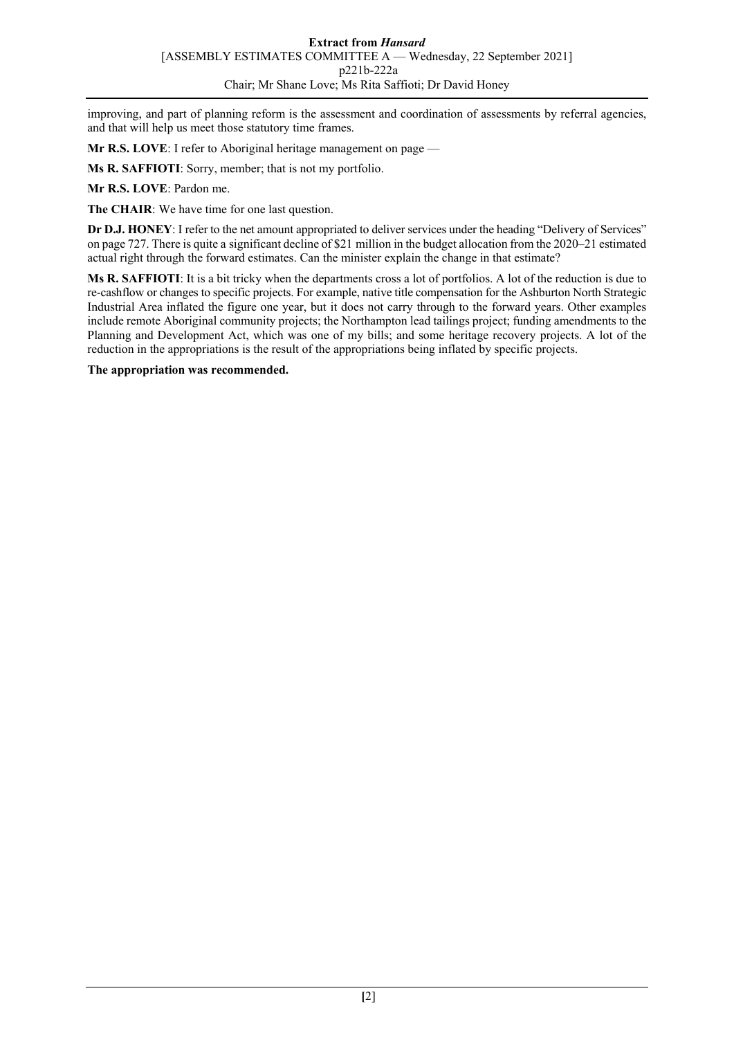improving, and part of planning reform is the assessment and coordination of assessments by referral agencies, and that will help us meet those statutory time frames.

**Mr R.S. LOVE**: I refer to Aboriginal heritage management on page —

**Ms R. SAFFIOTI**: Sorry, member; that is not my portfolio.

**Mr R.S. LOVE**: Pardon me.

**The CHAIR**: We have time for one last question.

**Dr D.J. HONEY**: I refer to the net amount appropriated to deliver services under the heading "Delivery of Services" on page 727. There is quite a significant decline of $21 million in the budget allocation from the 2020–21 estimated actual right through the forward estimates. Can the minister explain the change in that estimate?

**Ms R. SAFFIOTI**: It is a bit tricky when the departments cross a lot of portfolios. A lot of the reduction is due to re-cashflow or changes to specific projects. For example, native title compensation for the Ashburton North Strategic Industrial Area inflated the figure one year, but it does not carry through to the forward years. Other examples include remote Aboriginal community projects; the Northampton lead tailings project; funding amendments to the Planning and Development Act, which was one of my bills; and some heritage recovery projects. A lot of the reduction in the appropriations is the result of the appropriations being inflated by specific projects.

**The appropriation was recommended.**